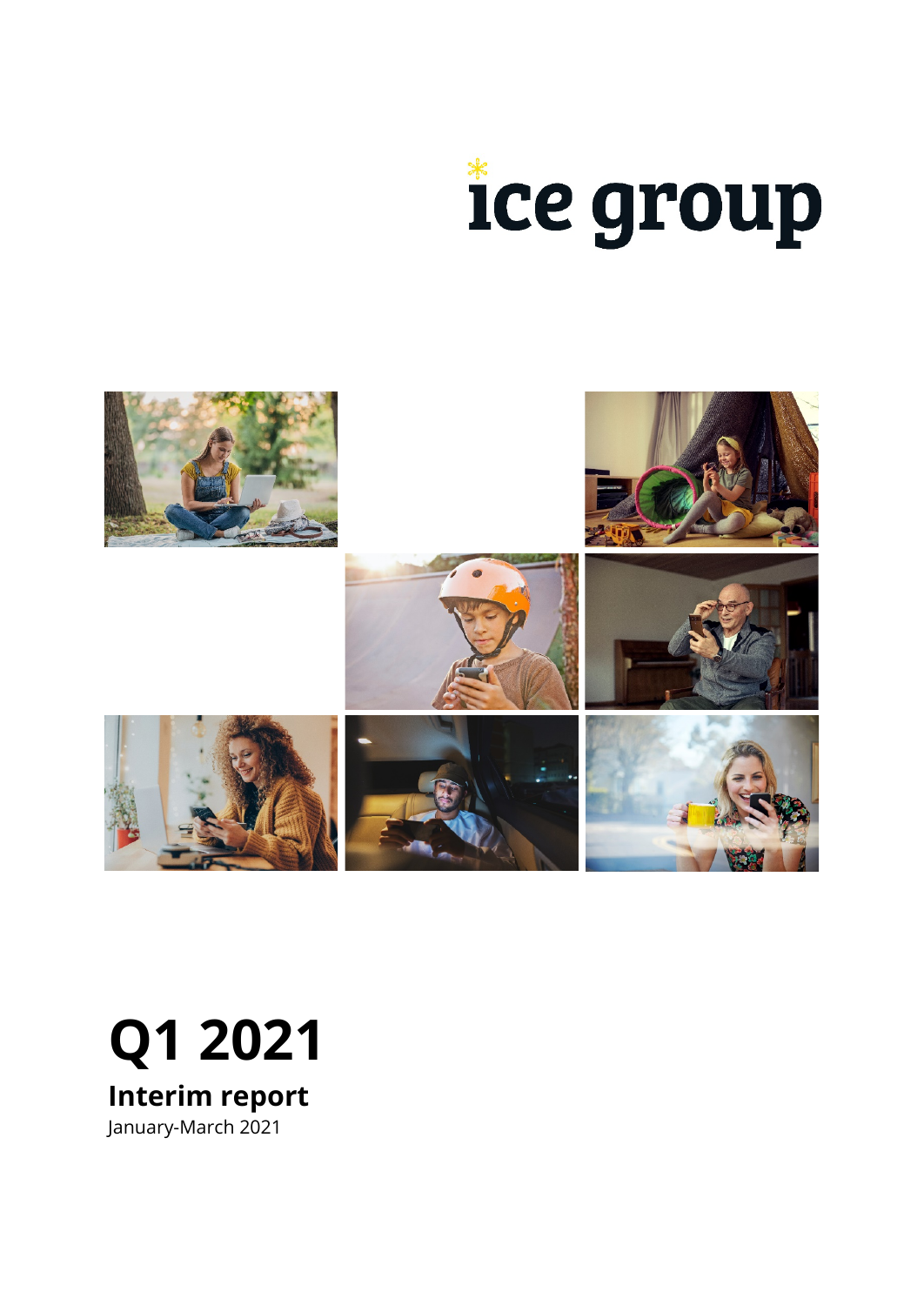ice group

# Q1 2021

## Interim report

January-March 2021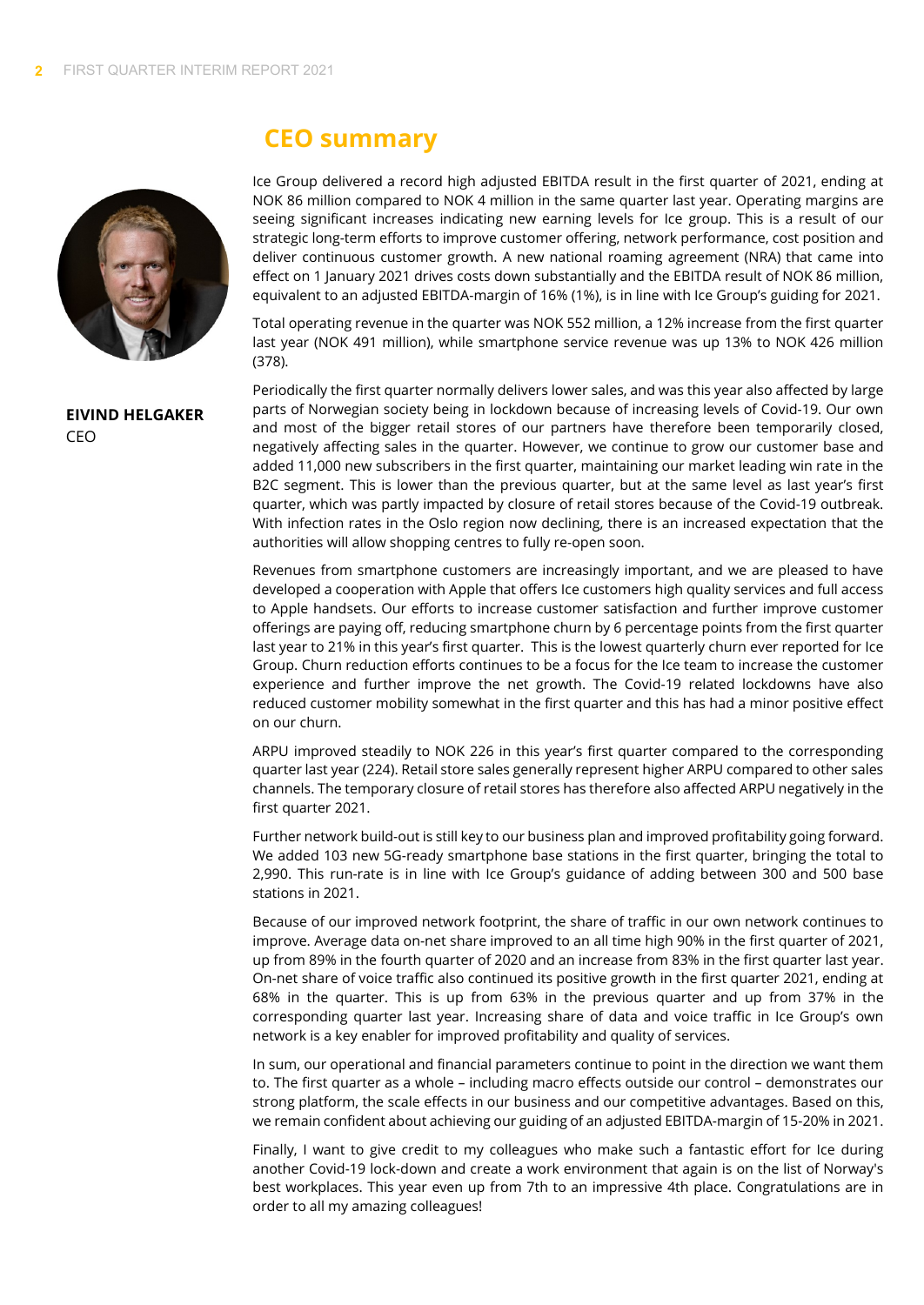## CEO summary

**EIVIND HELGAKER**
CEO

Ice Group delivered a record high adjusted EBITDA result in the first quarter of 2021, ending at NOK 86 million compared to NOK 4 million in the same quarter last year. Operating margins are seeing significant increases indicating new earning levels for Ice group. This is a result of our strategic long-term efforts to improve customer offering, network performance, cost position and deliver continuous customer growth. A new national roaming agreement (NRA) that came into effect on 1 January 2021 drives costs down substantially and the EBITDA result of NOK 86 million, equivalent to an adjusted EBITDA-margin of 16% (1%), is in line with Ice Group's guiding for 2021.

Total operating revenue in the quarter was NOK 552 million, a 12% increase from the first quarter last year (NOK 491 million), while smartphone service revenue was up 13% to NOK 426 million (378).

Periodically the first quarter normally delivers lower sales, and was this year also affected by large parts of Norwegian society being in lockdown because of increasing levels of Covid-19. Our own and most of the bigger retail stores of our partners have therefore been temporarily closed, negatively affecting sales in the quarter. However, we continue to grow our customer base and added 11,000 new subscribers in the first quarter, maintaining our market leading win rate in the B2C segment. This is lower than the previous quarter, but at the same level as last year's first quarter, which was partly impacted by closure of retail stores because of the Covid-19 outbreak. With infection rates in the Oslo region now declining, there is an increased expectation that the authorities will allow shopping centres to fully re-open soon.

Revenues from smartphone customers are increasingly important, and we are pleased to have developed a cooperation with Apple that offers Ice customers high quality services and full access to Apple handsets. Our efforts to increase customer satisfaction and further improve customer offerings are paying off, reducing smartphone churn by 6 percentage points from the first quarter last year to 21% in this year's first quarter. This is the lowest quarterly churn ever reported for Ice Group. Churn reduction efforts continues to be a focus for the Ice team to increase the customer experience and further improve the net growth. The Covid-19 related lockdowns have also reduced customer mobility somewhat in the first quarter and this has had a minor positive effect on our churn.

ARPU improved steadily to NOK 226 in this year's first quarter compared to the corresponding quarter last year (224). Retail store sales generally represent higher ARPU compared to other sales channels. The temporary closure of retail stores has therefore also affected ARPU negatively in the first quarter 2021.

Further network build-out is still key to our business plan and improved profitability going forward. We added 103 new 5G-ready smartphone base stations in the first quarter, bringing the total to 2,990. This run-rate is in line with Ice Group's guidance of adding between 300 and 500 base stations in 2021.

Because of our improved network footprint, the share of traffic in our own network continues to improve. Average data on-net share improved to an all time high 90% in the first quarter of 2021, up from 89% in the fourth quarter of 2020 and an increase from 83% in the first quarter last year. On-net share of voice traffic also continued its positive growth in the first quarter 2021, ending at 68% in the quarter. This is up from 63% in the previous quarter and up from 37% in the corresponding quarter last year. Increasing share of data and voice traffic in Ice Group's own network is a key enabler for improved profitability and quality of services.

In sum, our operational and financial parameters continue to point in the direction we want them to. The first quarter as a whole – including macro effects outside our control – demonstrates our strong platform, the scale effects in our business and our competitive advantages. Based on this, we remain confident about achieving our guiding of an adjusted EBITDA-margin of 15-20% in 2021.

Finally, I want to give credit to my colleagues who make such a fantastic effort for Ice during another Covid-19 lock-down and create a work environment that again is on the list of Norway's best workplaces. This year even up from 7th to an impressive 4th place. Congratulations are in order to all my amazing colleagues!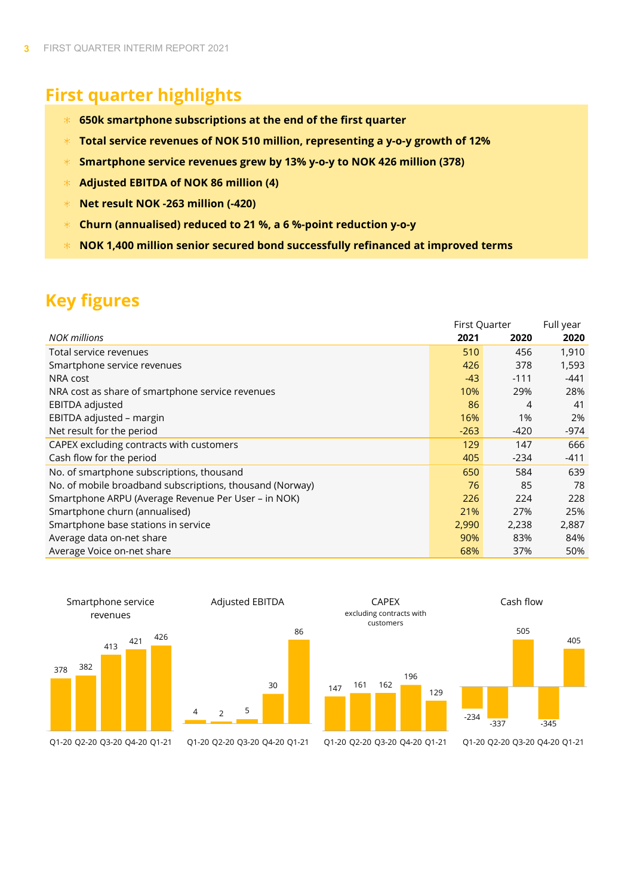## First quarter highlights

- **650k smartphone subscriptions at the end of the first quarter**
- **Total service revenues of NOK 510 million, representing a y-o-y growth of 12%**
- **Smartphone service revenues grew by 13% y-o-y to NOK 426 million (378)**
- **Adjusted EBITDA of NOK 86 million (4)**
- **Net result NOK -263 million (-420)**
- **Churn (annualised) reduced to 21 %, a 6 %-point reduction y-o-y**
- **NOK 1,400 million senior secured bond successfully refinanced at improved terms**

## Key figures

| *NOK millions* | First Quarter 2021 | First Quarter 2020 | Full year 2020 |
|---|---|---|---|
| Total service revenues | 510 | 456 | 1,910 |
| Smartphone service revenues | 426 | 378 | 1,593 |
| NRA cost | -43 | -111 | -441 |
| NRA cost as share of smartphone service revenues | 10% | 29% | 28% |
| EBITDA adjusted | 86 | 4 | 41 |
| EBITDA adjusted – margin | 16% | 1% | 2% |
| Net result for the period | -263 | -420 | -974 |
| CAPEX excluding contracts with customers | 129 | 147 | 666 |
| Cash flow for the period | 405 | -234 | -411 |
| No. of smartphone subscriptions, thousand | 650 | 584 | 639 |
| No. of mobile broadband subscriptions, thousand (Norway) | 76 | 85 | 78 |
| Smartphone ARPU (Average Revenue Per User – in NOK) | 226 | 224 | 228 |
| Smartphone churn (annualised) | 21% | 27% | 25% |
| Smartphone base stations in service | 2,990 | 2,238 | 2,887 |
| Average data on-net share | 90% | 83% | 84% |
| Average Voice on-net share | 68% | 37% | 50% |

| | Q1-20 | Q2-20 | Q3-20 | Q4-20 | Q1-21 |
|---|---|---|---|---|---|
| Smartphone service revenues | 378 | 382 | 413 | 421 | 426 |
| Adjusted EBITDA | 4 | 2 | 5 | 30 | 86 |
| CAPEX excluding contracts with customers | 147 | 161 | 162 | 196 | 129 |
| Cash flow | -234 | -337 | 505 | -345 | 405 |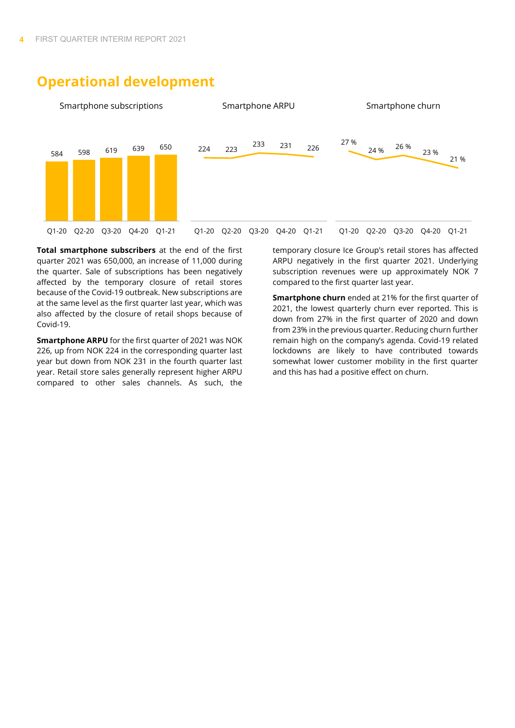## Operational development

Smartphone subscriptions

| Q1-20 | Q2-20 | Q3-20 | Q4-20 | Q1-21 |
|---|---|---|---|---|
| 584 | 598 | 619 | 639 | 650 |

Smartphone ARPU

| Q1-20 | Q2-20 | Q3-20 | Q4-20 | Q1-21 |
|---|---|---|---|---|
| 224 | 223 | 233 | 231 | 226 |

Smartphone churn

| Q1-20 | Q2-20 | Q3-20 | Q4-20 | Q1-21 |
|---|---|---|---|---|
| 27 % | 24 % | 26 % | 23 % | 21 % |

**Total smartphone subscribers** at the end of the first quarter 2021 was 650,000, an increase of 11,000 during the quarter. Sale of subscriptions has been negatively affected by the temporary closure of retail stores because of the Covid-19 outbreak. New subscriptions are at the same level as the first quarter last year, which was also affected by the closure of retail shops because of Covid-19.

**Smartphone ARPU** for the first quarter of 2021 was NOK 226, up from NOK 224 in the corresponding quarter last year but down from NOK 231 in the fourth quarter last year. Retail store sales generally represent higher ARPU compared to other sales channels. As such, the temporary closure Ice Group's retail stores has affected ARPU negatively in the first quarter 2021. Underlying subscription revenues were up approximately NOK 7 compared to the first quarter last year.

**Smartphone churn** ended at 21% for the first quarter of 2021, the lowest quarterly churn ever reported. This is down from 27% in the first quarter of 2020 and down from 23% in the previous quarter. Reducing churn further remain high on the company's agenda. Covid-19 related lockdowns are likely to have contributed towards somewhat lower customer mobility in the first quarter and this has had a positive effect on churn.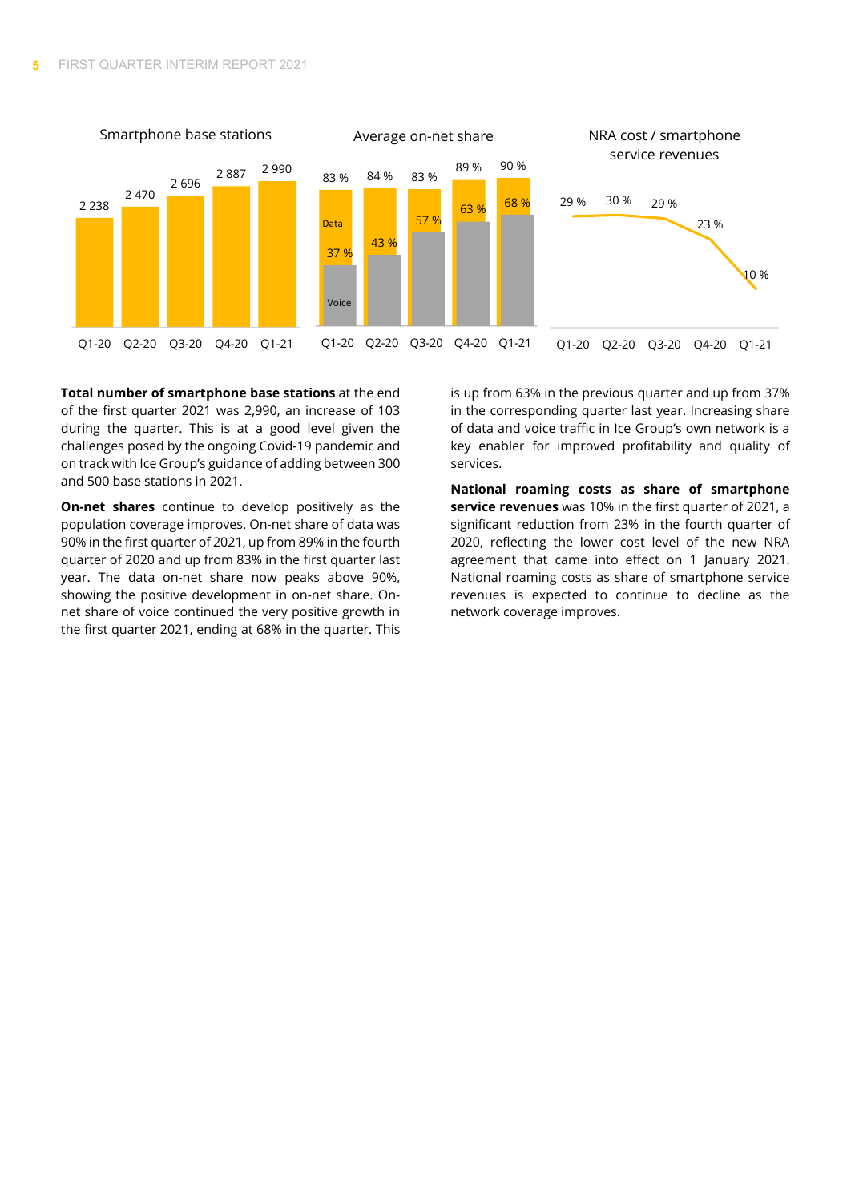**Smartphone base stations**

| | Q1-20 | Q2-20 | Q3-20 | Q4-20 | Q1-21 |
|---|---|---|---|---|---|
| Smartphone base stations | 2 238 | 2 470 | 2 696 | 2 887 | 2 990 |

**Average on-net share**

| | Q1-20 | Q2-20 | Q3-20 | Q4-20 | Q1-21 |
|---|---|---|---|---|---|
| Data | 83 % | 84 % | 83 % | 89 % | 90 % |
| Voice | 37 % | 43 % | 57 % | 63 % | 68 % |

**NRA cost / smartphone service revenues**

| | Q1-20 | Q2-20 | Q3-20 | Q4-20 | Q1-21 |
|---|---|---|---|---|---|
| NRA cost / smartphone service revenues | 29 % | 30 % | 29 % | 23 % | 10 % |

**Total number of smartphone base stations** at the end of the first quarter 2021 was 2,990, an increase of 103 during the quarter. This is at a good level given the challenges posed by the ongoing Covid-19 pandemic and on track with Ice Group's guidance of adding between 300 and 500 base stations in 2021.

**On-net shares** continue to develop positively as the population coverage improves. On-net share of data was 90% in the first quarter of 2021, up from 89% in the fourth quarter of 2020 and up from 83% in the first quarter last year. The data on-net share now peaks above 90%, showing the positive development in on-net share. On-net share of voice continued the very positive growth in the first quarter 2021, ending at 68% in the quarter. This is up from 63% in the previous quarter and up from 37% in the corresponding quarter last year. Increasing share of data and voice traffic in Ice Group's own network is a key enabler for improved profitability and quality of services.

**National roaming costs as share of smartphone service revenues** was 10% in the first quarter of 2021, a significant reduction from 23% in the fourth quarter of 2020, reflecting the lower cost level of the new NRA agreement that came into effect on 1 January 2021. National roaming costs as share of smartphone service revenues is expected to continue to decline as the network coverage improves.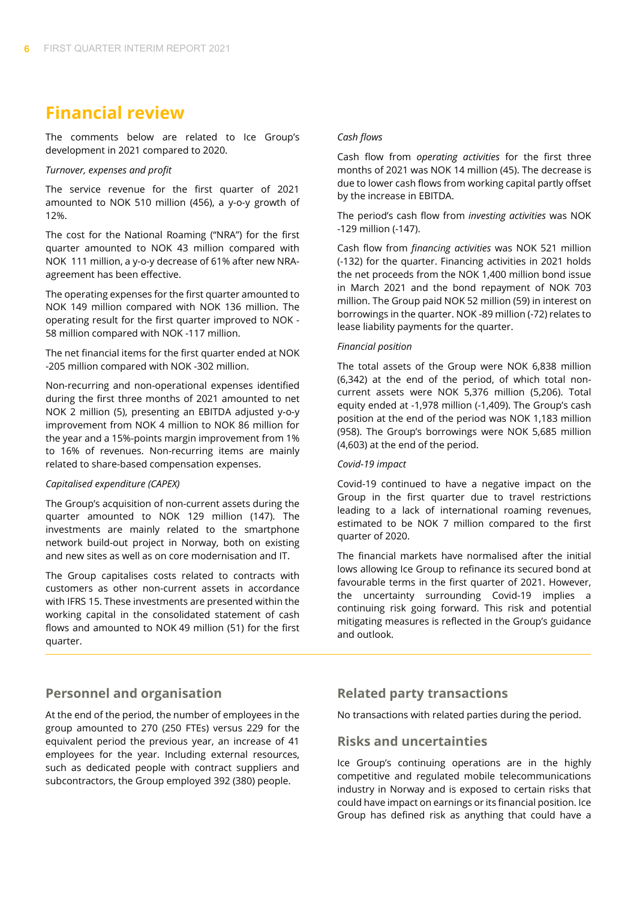## Financial review

The comments below are related to Ice Group's development in 2021 compared to 2020.

*Turnover, expenses and profit*

The service revenue for the first quarter of 2021 amounted to NOK 510 million (456), a y-o-y growth of 12%.

The cost for the National Roaming ("NRA") for the first quarter amounted to NOK 43 million compared with NOK 111 million, a y-o-y decrease of 61% after new NRA-agreement has been effective.

The operating expenses for the first quarter amounted to NOK 149 million compared with NOK 136 million. The operating result for the first quarter improved to NOK -58 million compared with NOK -117 million.

The net financial items for the first quarter ended at NOK -205 million compared with NOK -302 million.

Non-recurring and non-operational expenses identified during the first three months of 2021 amounted to net NOK 2 million (5), presenting an EBITDA adjusted y-o-y improvement from NOK 4 million to NOK 86 million for the year and a 15%-points margin improvement from 1% to 16% of revenues. Non-recurring items are mainly related to share-based compensation expenses.

*Capitalised expenditure (CAPEX)*

The Group's acquisition of non-current assets during the quarter amounted to NOK 129 million (147). The investments are mainly related to the smartphone network build-out project in Norway, both on existing and new sites as well as on core modernisation and IT.

The Group capitalises costs related to contracts with customers as other non-current assets in accordance with IFRS 15. These investments are presented within the working capital in the consolidated statement of cash flows and amounted to NOK 49 million (51) for the first quarter.

*Cash flows*

Cash flow from *operating activities* for the first three months of 2021 was NOK 14 million (45). The decrease is due to lower cash flows from working capital partly offset by the increase in EBITDA.

The period's cash flow from *investing activities* was NOK -129 million (-147).

Cash flow from *financing activities* was NOK 521 million (-132) for the quarter. Financing activities in 2021 holds the net proceeds from the NOK 1,400 million bond issue in March 2021 and the bond repayment of NOK 703 million. The Group paid NOK 52 million (59) in interest on borrowings in the quarter. NOK -89 million (-72) relates to lease liability payments for the quarter.

*Financial position*

The total assets of the Group were NOK 6,838 million (6,342) at the end of the period, of which total non-current assets were NOK 5,376 million (5,206). Total equity ended at -1,978 million (-1,409). The Group's cash position at the end of the period was NOK 1,183 million (958). The Group's borrowings were NOK 5,685 million (4,603) at the end of the period.

*Covid-19 impact*

Covid-19 continued to have a negative impact on the Group in the first quarter due to travel restrictions leading to a lack of international roaming revenues, estimated to be NOK 7 million compared to the first quarter of 2020.

The financial markets have normalised after the initial lows allowing Ice Group to refinance its secured bond at favourable terms in the first quarter of 2021. However, the uncertainty surrounding Covid-19 implies a continuing risk going forward. This risk and potential mitigating measures is reflected in the Group's guidance and outlook.

## Personnel and organisation

At the end of the period, the number of employees in the group amounted to 270 (250 FTEs) versus 229 for the equivalent period the previous year, an increase of 41 employees for the year. Including external resources, such as dedicated people with contract suppliers and subcontractors, the Group employed 392 (380) people.

## Related party transactions

No transactions with related parties during the period.

## Risks and uncertainties

Ice Group's continuing operations are in the highly competitive and regulated mobile telecommunications industry in Norway and is exposed to certain risks that could have impact on earnings or its financial position. Ice Group has defined risk as anything that could have a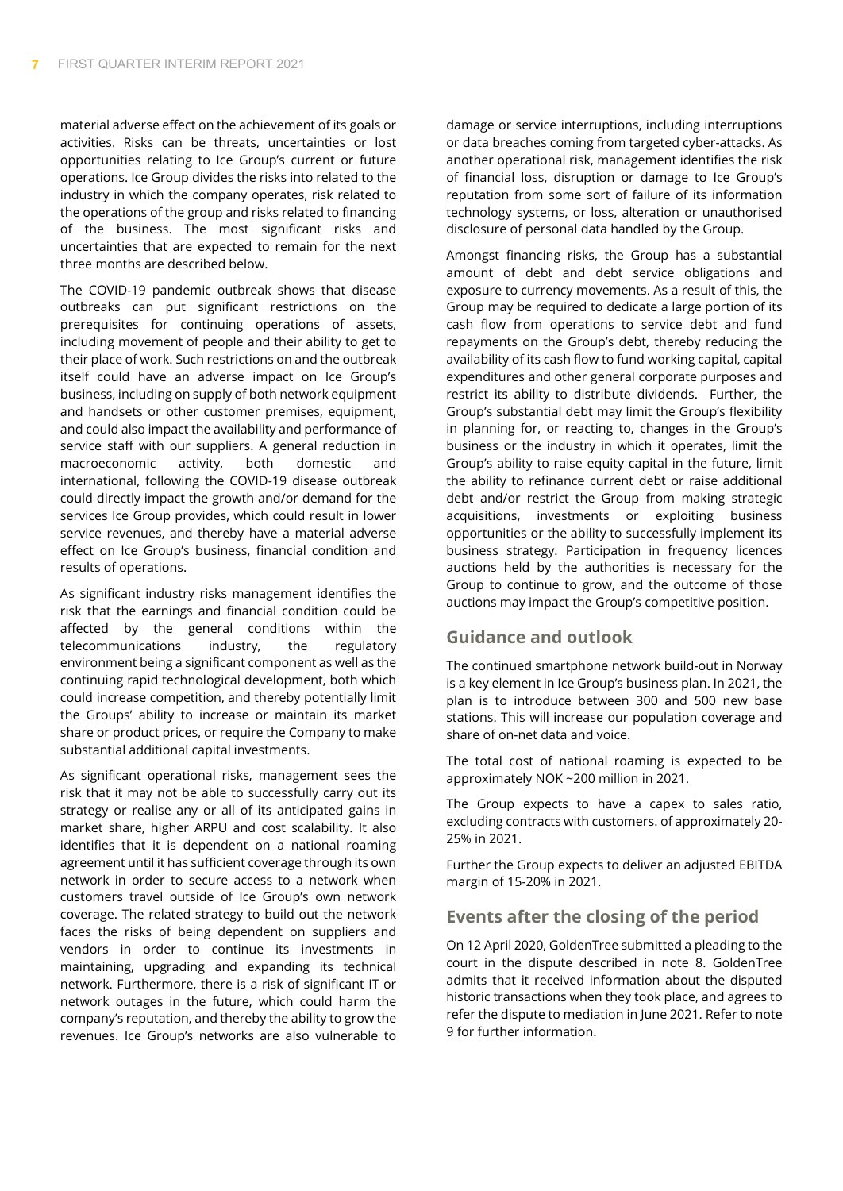material adverse effect on the achievement of its goals or activities. Risks can be threats, uncertainties or lost opportunities relating to Ice Group's current or future operations. Ice Group divides the risks into related to the industry in which the company operates, risk related to the operations of the group and risks related to financing of the business. The most significant risks and uncertainties that are expected to remain for the next three months are described below.

The COVID-19 pandemic outbreak shows that disease outbreaks can put significant restrictions on the prerequisites for continuing operations of assets, including movement of people and their ability to get to their place of work. Such restrictions on and the outbreak itself could have an adverse impact on Ice Group's business, including on supply of both network equipment and handsets or other customer premises, equipment, and could also impact the availability and performance of service staff with our suppliers. A general reduction in macroeconomic activity, both domestic and international, following the COVID-19 disease outbreak could directly impact the growth and/or demand for the services Ice Group provides, which could result in lower service revenues, and thereby have a material adverse effect on Ice Group's business, financial condition and results of operations.

As significant industry risks management identifies the risk that the earnings and financial condition could be affected by the general conditions within the telecommunications industry, the regulatory environment being a significant component as well as the continuing rapid technological development, both which could increase competition, and thereby potentially limit the Groups' ability to increase or maintain its market share or product prices, or require the Company to make substantial additional capital investments.

As significant operational risks, management sees the risk that it may not be able to successfully carry out its strategy or realise any or all of its anticipated gains in market share, higher ARPU and cost scalability. It also identifies that it is dependent on a national roaming agreement until it has sufficient coverage through its own network in order to secure access to a network when customers travel outside of Ice Group's own network coverage. The related strategy to build out the network faces the risks of being dependent on suppliers and vendors in order to continue its investments in maintaining, upgrading and expanding its technical network. Furthermore, there is a risk of significant IT or network outages in the future, which could harm the company's reputation, and thereby the ability to grow the revenues. Ice Group's networks are also vulnerable to damage or service interruptions, including interruptions or data breaches coming from targeted cyber-attacks. As another operational risk, management identifies the risk of financial loss, disruption or damage to Ice Group's reputation from some sort of failure of its information technology systems, or loss, alteration or unauthorised disclosure of personal data handled by the Group.

Amongst financing risks, the Group has a substantial amount of debt and debt service obligations and exposure to currency movements. As a result of this, the Group may be required to dedicate a large portion of its cash flow from operations to service debt and fund repayments on the Group's debt, thereby reducing the availability of its cash flow to fund working capital, capital expenditures and other general corporate purposes and restrict its ability to distribute dividends. Further, the Group's substantial debt may limit the Group's flexibility in planning for, or reacting to, changes in the Group's business or the industry in which it operates, limit the Group's ability to raise equity capital in the future, limit the ability to refinance current debt or raise additional debt and/or restrict the Group from making strategic acquisitions, investments or exploiting business opportunities or the ability to successfully implement its business strategy. Participation in frequency licences auctions held by the authorities is necessary for the Group to continue to grow, and the outcome of those auctions may impact the Group's competitive position.

## Guidance and outlook

The continued smartphone network build-out in Norway is a key element in Ice Group's business plan. In 2021, the plan is to introduce between 300 and 500 new base stations. This will increase our population coverage and share of on-net data and voice.

The total cost of national roaming is expected to be approximately NOK ~200 million in 2021.

The Group expects to have a capex to sales ratio, excluding contracts with customers. of approximately 20-25% in 2021.

Further the Group expects to deliver an adjusted EBITDA margin of 15-20% in 2021.

## Events after the closing of the period

On 12 April 2020, GoldenTree submitted a pleading to the court in the dispute described in note 8. GoldenTree admits that it received information about the disputed historic transactions when they took place, and agrees to refer the dispute to mediation in June 2021. Refer to note 9 for further information.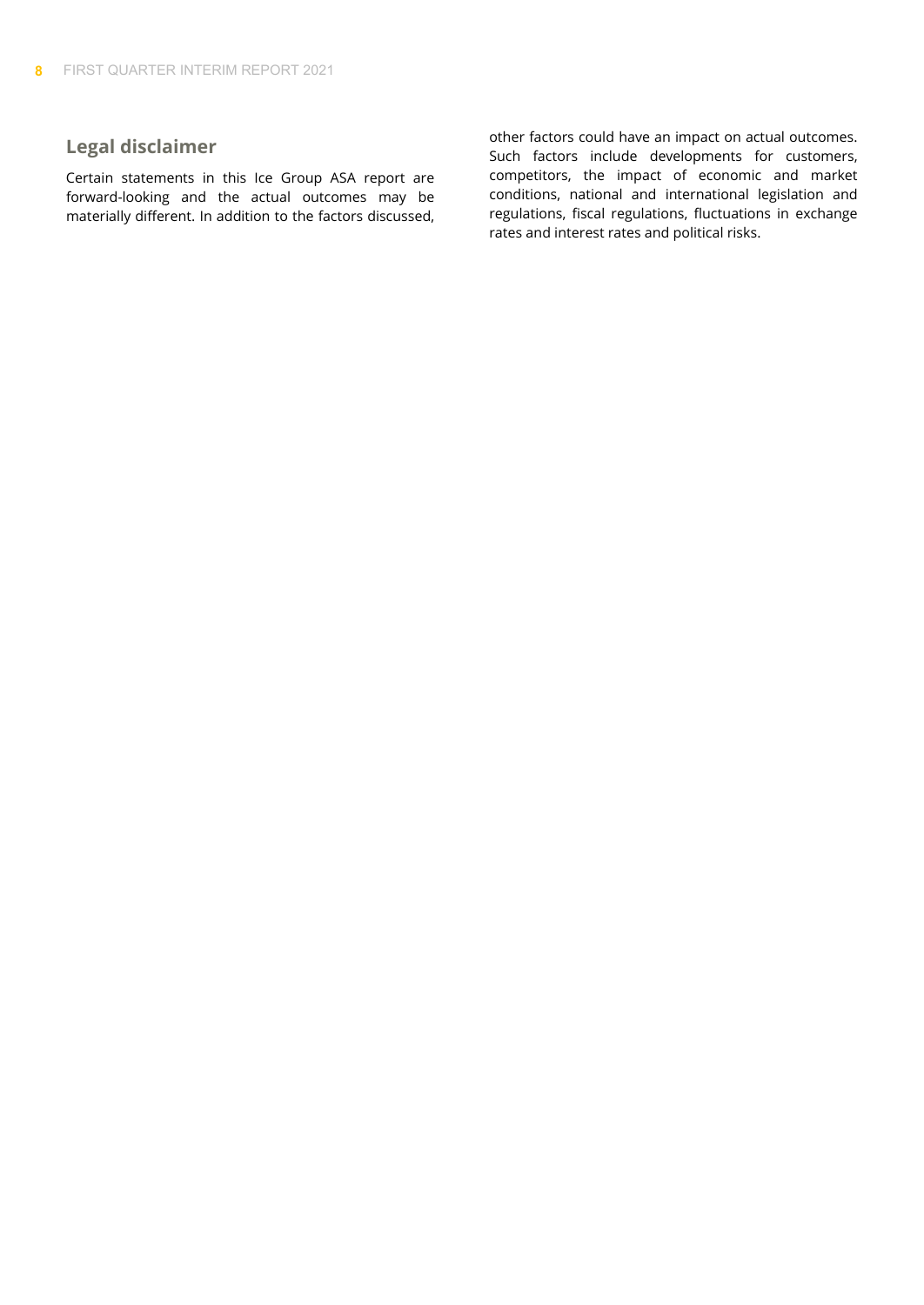## Legal disclaimer

Certain statements in this Ice Group ASA report are forward-looking and the actual outcomes may be materially different. In addition to the factors discussed, other factors could have an impact on actual outcomes. Such factors include developments for customers, competitors, the impact of economic and market conditions, national and international legislation and regulations, fiscal regulations, fluctuations in exchange rates and interest rates and political risks.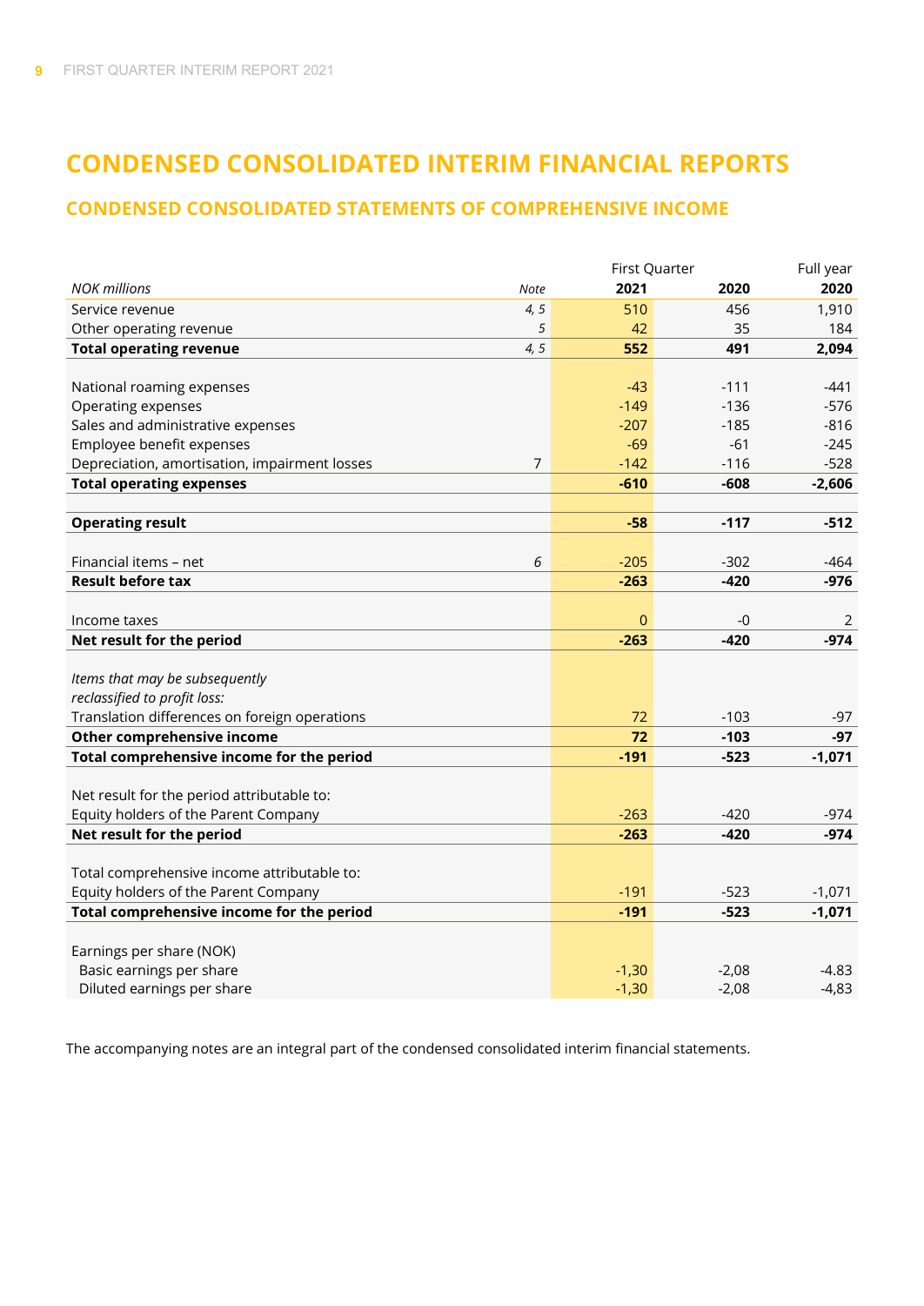# CONDENSED CONSOLIDATED INTERIM FINANCIAL REPORTS

## CONDENSED CONSOLIDATED STATEMENTS OF COMPREHENSIVE INCOME

| | | First Quarter | | Full year |
|---|---|---|---|---|
| *NOK millions* | *Note* | **2021** | **2020** | **2020** |
| Service revenue | *4, 5* | 510 | 456 | 1,910 |
| Other operating revenue | *5* | 42 | 35 | 184 |
| **Total operating revenue** | *4, 5* | **552** | **491** | **2,094** |
| | | | | |
| National roaming expenses | | -43 | -111 | -441 |
| Operating expenses | | -149 | -136 | -576 |
| Sales and administrative expenses | | -207 | -185 | -816 |
| Employee benefit expenses | | -69 | -61 | -245 |
| Depreciation, amortisation, impairment losses | 7 | -142 | -116 | -528 |
| **Total operating expenses** | | **-610** | **-608** | **-2,606** |
| | | | | |
| **Operating result** | | **-58** | **-117** | **-512** |
| | | | | |
| Financial items – net | *6* | -205 | -302 | -464 |
| **Result before tax** | | **-263** | **-420** | **-976** |
| | | | | |
| Income taxes | | 0 | -0 | 2 |
| **Net result for the period** | | **-263** | **-420** | **-974** |
| | | | | |
| *Items that may be subsequently reclassified to profit loss:* | | | | |
| Translation differences on foreign operations | | 72 | -103 | -97 |
| **Other comprehensive income** | | **72** | **-103** | **-97** |
| **Total comprehensive income for the period** | | **-191** | **-523** | **-1,071** |
| | | | | |
| Net result for the period attributable to: | | | | |
| Equity holders of the Parent Company | | -263 | -420 | -974 |
| **Net result for the period** | | **-263** | **-420** | **-974** |
| | | | | |
| Total comprehensive income attributable to: | | | | |
| Equity holders of the Parent Company | | -191 | -523 | -1,071 |
| **Total comprehensive income for the period** | | **-191** | **-523** | **-1,071** |
| | | | | |
| Earnings per share (NOK) | | | | |
| Basic earnings per share | | -1,30 | -2,08 | -4.83 |
| Diluted earnings per share | | -1,30 | -2,08 | -4,83 |

The accompanying notes are an integral part of the condensed consolidated interim financial statements.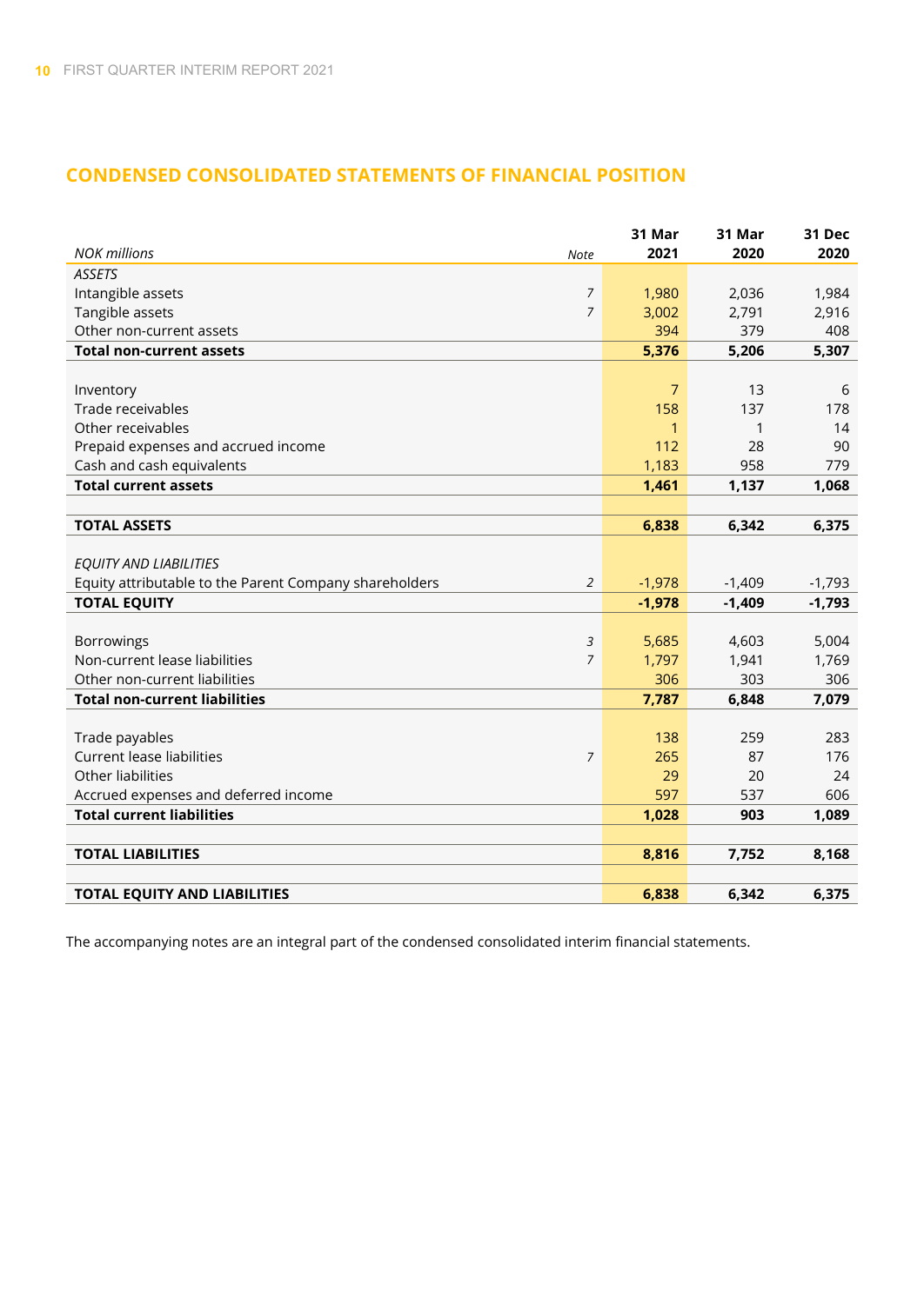## CONDENSED CONSOLIDATED STATEMENTS OF FINANCIAL POSITION

| *NOK millions* | *Note* | 31 Mar 2021 | 31 Mar 2020 | 31 Dec 2020 |
|---|---|---|---|---|
| *ASSETS* | | | | |
| Intangible assets | *7* | 1,980 | 2,036 | 1,984 |
| Tangible assets | *7* | 3,002 | 2,791 | 2,916 |
| Other non-current assets | | 394 | 379 | 408 |
| **Total non-current assets** | | **5,376** | **5,206** | **5,307** |
| | | | | |
| Inventory | | 7 | 13 | 6 |
| Trade receivables | | 158 | 137 | 178 |
| Other receivables | | 1 | 1 | 14 |
| Prepaid expenses and accrued income | | 112 | 28 | 90 |
| Cash and cash equivalents | | 1,183 | 958 | 779 |
| **Total current assets** | | **1,461** | **1,137** | **1,068** |
| | | | | |
| **TOTAL ASSETS** | | **6,838** | **6,342** | **6,375** |
| | | | | |
| *EQUITY AND LIABILITIES* | | | | |
| Equity attributable to the Parent Company shareholders | *2* | -1,978 | -1,409 | -1,793 |
| **TOTAL EQUITY** | | **-1,978** | **-1,409** | **-1,793** |
| | | | | |
| Borrowings | *3* | 5,685 | 4,603 | 5,004 |
| Non-current lease liabilities | *7* | 1,797 | 1,941 | 1,769 |
| Other non-current liabilities | | 306 | 303 | 306 |
| **Total non-current liabilities** | | **7,787** | **6,848** | **7,079** |
| | | | | |
| Trade payables | | 138 | 259 | 283 |
| Current lease liabilities | *7* | 265 | 87 | 176 |
| Other liabilities | | 29 | 20 | 24 |
| Accrued expenses and deferred income | | 597 | 537 | 606 |
| **Total current liabilities** | | **1,028** | **903** | **1,089** |
| | | | | |
| **TOTAL LIABILITIES** | | **8,816** | **7,752** | **8,168** |
| | | | | |
| **TOTAL EQUITY AND LIABILITIES** | | **6,838** | **6,342** | **6,375** |

The accompanying notes are an integral part of the condensed consolidated interim financial statements.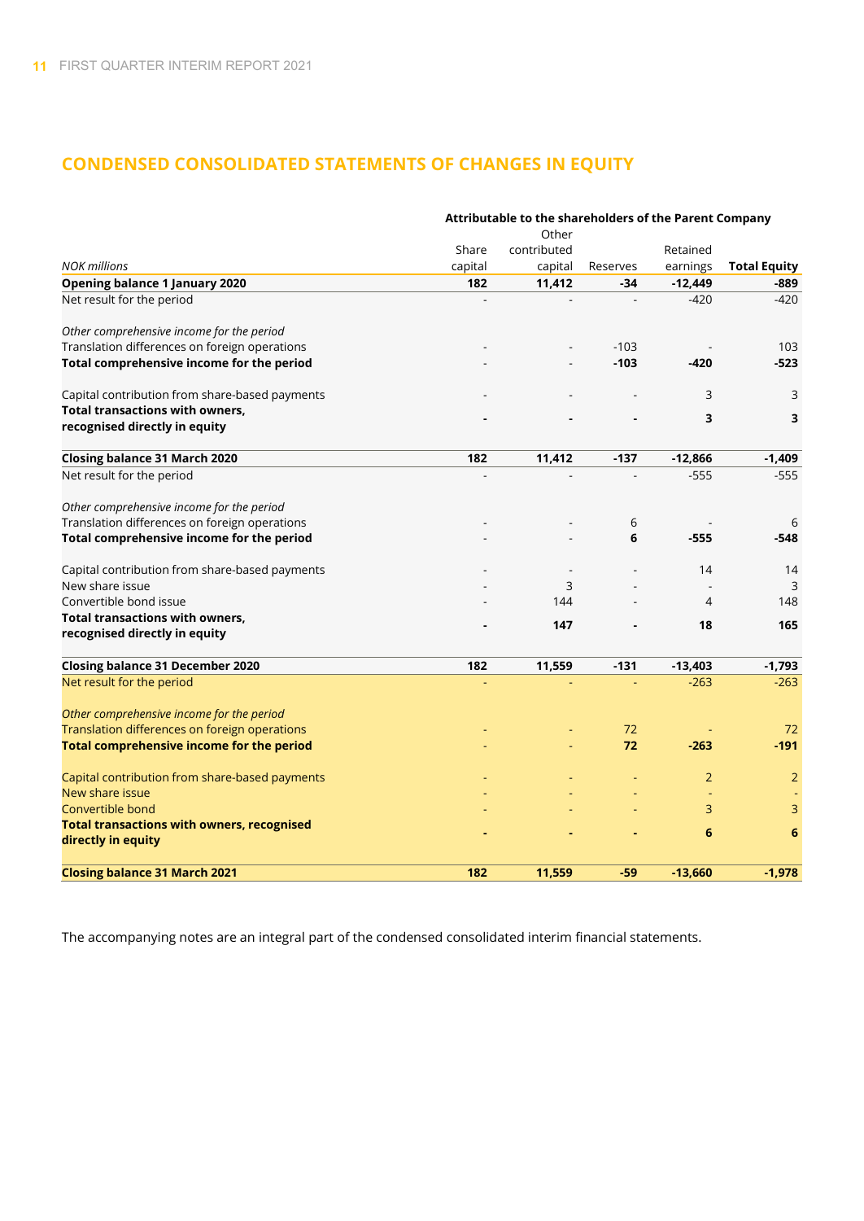## CONDENSED CONSOLIDATED STATEMENTS OF CHANGES IN EQUITY

| | Attributable to the shareholders of the Parent Company | | | | |
|---|---|---|---|---|---|
| *NOK millions* | Share capital | Other contributed capital | Reserves | Retained earnings | **Total Equity** |
| **Opening balance 1 January 2020** | **182** | **11,412** | **-34** | **-12,449** | **-889** |
| Net result for the period | - | - | - | -420 | -420 |
| *Other comprehensive income for the period* | | | | | |
| Translation differences on foreign operations | - | - | -103 | - | 103 |
| **Total comprehensive income for the period** | - | - | **-103** | **-420** | **-523** |
| Capital contribution from share-based payments | - | - | - | 3 | 3 |
| **Total transactions with owners, recognised directly in equity** | **-** | **-** | **-** | **3** | **3** |
| **Closing balance 31 March 2020** | **182** | **11,412** | **-137** | **-12,866** | **-1,409** |
| Net result for the period | - | - | - | -555 | -555 |
| *Other comprehensive income for the period* | | | | | |
| Translation differences on foreign operations | - | - | 6 | - | 6 |
| **Total comprehensive income for the period** | - | - | **6** | **-555** | **-548** |
| Capital contribution from share-based payments | - | - | - | 14 | 14 |
| New share issue | - | 3 | - | - | 3 |
| Convertible bond issue | - | 144 | - | 4 | 148 |
| **Total transactions with owners, recognised directly in equity** | **-** | **147** | **-** | **18** | **165** |
| **Closing balance 31 December 2020** | **182** | **11,559** | **-131** | **-13,403** | **-1,793** |
| Net result for the period | - | - | - | -263 | -263 |
| *Other comprehensive income for the period* | | | | | |
| Translation differences on foreign operations | - | - | 72 | - | 72 |
| **Total comprehensive income for the period** | - | - | **72** | **-263** | **-191** |
| Capital contribution from share-based payments | - | - | - | 2 | 2 |
| New share issue | - | - | - | - | - |
| Convertible bond | - | - | - | 3 | 3 |
| **Total transactions with owners, recognised directly in equity** | **-** | **-** | **-** | **6** | **6** |
| **Closing balance 31 March 2021** | **182** | **11,559** | **-59** | **-13,660** | **-1,978** |

The accompanying notes are an integral part of the condensed consolidated interim financial statements.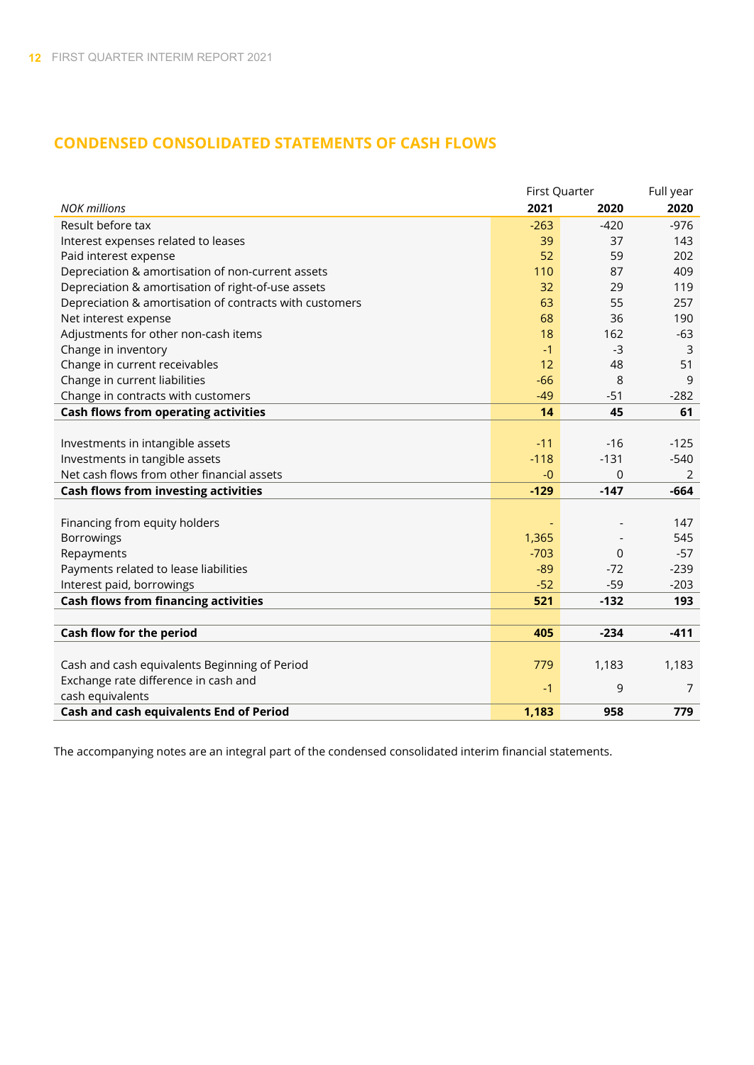## CONDENSED CONSOLIDATED STATEMENTS OF CASH FLOWS

| *NOK millions* | First Quarter 2021 | First Quarter 2020 | Full year 2020 |
|---|---|---|---|
| Result before tax | -263 | -420 | -976 |
| Interest expenses related to leases | 39 | 37 | 143 |
| Paid interest expense | 52 | 59 | 202 |
| Depreciation & amortisation of non-current assets | 110 | 87 | 409 |
| Depreciation & amortisation of right-of-use assets | 32 | 29 | 119 |
| Depreciation & amortisation of contracts with customers | 63 | 55 | 257 |
| Net interest expense | 68 | 36 | 190 |
| Adjustments for other non-cash items | 18 | 162 | -63 |
| Change in inventory | -1 | -3 | 3 |
| Change in current receivables | 12 | 48 | 51 |
| Change in current liabilities | -66 | 8 | 9 |
| Change in contracts with customers | -49 | -51 | -282 |
| **Cash flows from operating activities** | **14** | **45** | **61** |
| | | | |
| Investments in intangible assets | -11 | -16 | -125 |
| Investments in tangible assets | -118 | -131 | -540 |
| Net cash flows from other financial assets | -0 | 0 | 2 |
| **Cash flows from investing activities** | **-129** | **-147** | **-664** |
| | | | |
| Financing from equity holders | - | - | 147 |
| Borrowings | 1,365 | - | 545 |
| Repayments | -703 | 0 | -57 |
| Payments related to lease liabilities | -89 | -72 | -239 |
| Interest paid, borrowings | -52 | -59 | -203 |
| **Cash flows from financing activities** | **521** | **-132** | **193** |
| | | | |
| **Cash flow for the period** | **405** | **-234** | **-411** |
| | | | |
| Cash and cash equivalents Beginning of Period | 779 | 1,183 | 1,183 |
| Exchange rate difference in cash and cash equivalents | -1 | 9 | 7 |
| **Cash and cash equivalents End of Period** | **1,183** | **958** | **779** |

The accompanying notes are an integral part of the condensed consolidated interim financial statements.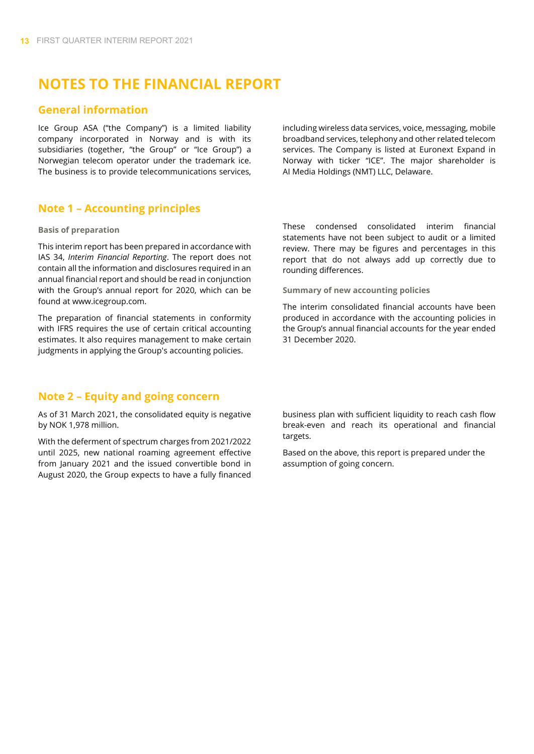# NOTES TO THE FINANCIAL REPORT

## General information

Ice Group ASA ("the Company") is a limited liability company incorporated in Norway and is with its subsidiaries (together, "the Group" or "Ice Group") a Norwegian telecom operator under the trademark ice. The business is to provide telecommunications services, including wireless data services, voice, messaging, mobile broadband services, telephony and other related telecom services. The Company is listed at Euronext Expand in Norway with ticker "ICE". The major shareholder is AI Media Holdings (NMT) LLC, Delaware.

## Note 1 – Accounting principles

### Basis of preparation

This interim report has been prepared in accordance with IAS 34, *Interim Financial Reporting*. The report does not contain all the information and disclosures required in an annual financial report and should be read in conjunction with the Group's annual report for 2020, which can be found at www.icegroup.com.

The preparation of financial statements in conformity with IFRS requires the use of certain critical accounting estimates. It also requires management to make certain judgments in applying the Group's accounting policies.

These condensed consolidated interim financial statements have not been subject to audit or a limited review. There may be figures and percentages in this report that do not always add up correctly due to rounding differences.

### Summary of new accounting policies

The interim consolidated financial accounts have been produced in accordance with the accounting policies in the Group's annual financial accounts for the year ended 31 December 2020.

## Note 2 – Equity and going concern

As of 31 March 2021, the consolidated equity is negative by NOK 1,978 million.

With the deferment of spectrum charges from 2021/2022 until 2025, new national roaming agreement effective from January 2021 and the issued convertible bond in August 2020, the Group expects to have a fully financed business plan with sufficient liquidity to reach cash flow break-even and reach its operational and financial targets.

Based on the above, this report is prepared under the assumption of going concern.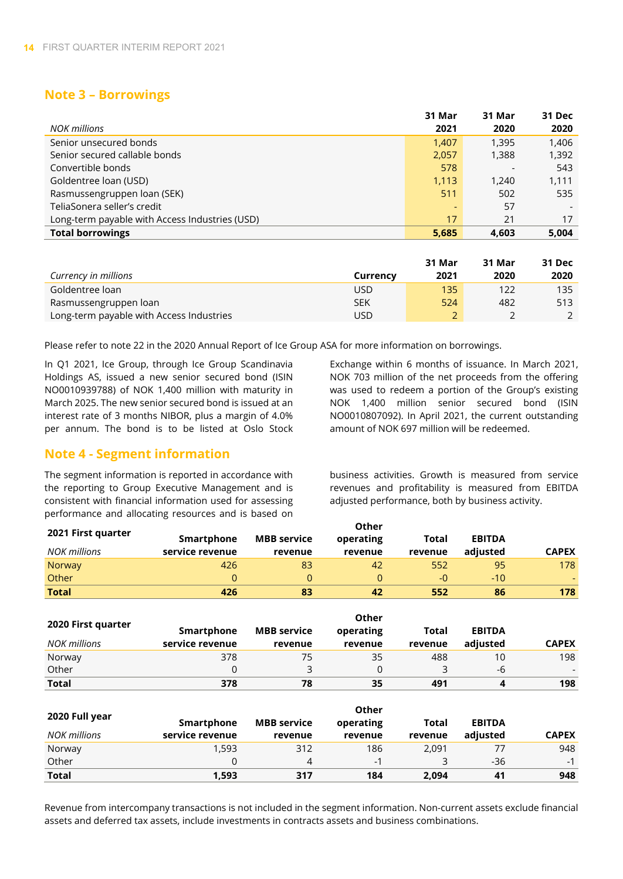## Note 3 – Borrowings

| *NOK millions* | 31 Mar 2021 | 31 Mar 2020 | 31 Dec 2020 |
|---|---|---|---|
| Senior unsecured bonds | 1,407 | 1,395 | 1,406 |
| Senior secured callable bonds | 2,057 | 1,388 | 1,392 |
| Convertible bonds | 578 | - | 543 |
| Goldentree loan (USD) | 1,113 | 1,240 | 1,111 |
| Rasmussengruppen loan (SEK) | 511 | 502 | 535 |
| TeliaSonera seller's credit | - | 57 | - |
| Long-term payable with Access Industries (USD) | 17 | 21 | 17 |
| **Total borrowings** | **5,685** | **4,603** | **5,004** |

| *Currency in millions* | Currency | 31 Mar 2021 | 31 Mar 2020 | 31 Dec 2020 |
|---|---|---|---|---|
| Goldentree loan | USD | 135 | 122 | 135 |
| Rasmussengruppen loan | SEK | 524 | 482 | 513 |
| Long-term payable with Access Industries | USD | 2 | 2 | 2 |

Please refer to note 22 in the 2020 Annual Report of Ice Group ASA for more information on borrowings.

In Q1 2021, Ice Group, through Ice Group Scandinavia Holdings AS, issued a new senior secured bond (ISIN NO0010939788) of NOK 1,400 million with maturity in March 2025. The new senior secured bond is issued at an interest rate of 3 months NIBOR, plus a margin of 4.0% per annum. The bond is to be listed at Oslo Stock Exchange within 6 months of issuance. In March 2021, NOK 703 million of the net proceeds from the offering was used to redeem a portion of the Group's existing NOK 1,400 million senior secured bond (ISIN NO0010807092). In April 2021, the current outstanding amount of NOK 697 million will be redeemed.

## Note 4 - Segment information

The segment information is reported in accordance with the reporting to Group Executive Management and is consistent with financial information used for assessing performance and allocating resources and is based on business activities. Growth is measured from service revenues and profitability is measured from EBITDA adjusted performance, both by business activity.

| **2021 First quarter** *NOK millions* | Smartphone service revenue | MBB service revenue | Other operating revenue | Total revenue | EBITDA adjusted | CAPEX |
|---|---|---|---|---|---|---|
| Norway | 426 | 83 | 42 | 552 | 95 | 178 |
| Other | 0 | 0 | 0 | -0 | -10 | - |
| **Total** | **426** | **83** | **42** | **552** | **86** | **178** |

| **2020 First quarter** *NOK millions* | Smartphone service revenue | MBB service revenue | Other operating revenue | Total revenue | EBITDA adjusted | CAPEX |
|---|---|---|---|---|---|---|
| Norway | 378 | 75 | 35 | 488 | 10 | 198 |
| Other | 0 | 3 | 0 | 3 | -6 | - |
| **Total** | **378** | **78** | **35** | **491** | **4** | **198** |

| **2020 Full year** *NOK millions* | Smartphone service revenue | MBB service revenue | Other operating revenue | Total revenue | EBITDA adjusted | CAPEX |
|---|---|---|---|---|---|---|
| Norway | 1,593 | 312 | 186 | 2,091 | 77 | 948 |
| Other | 0 | 4 | -1 | 3 | -36 | -1 |
| **Total** | **1,593** | **317** | **184** | **2,094** | **41** | **948** |

Revenue from intercompany transactions is not included in the segment information. Non-current assets exclude financial assets and deferred tax assets, include investments in contracts assets and business combinations.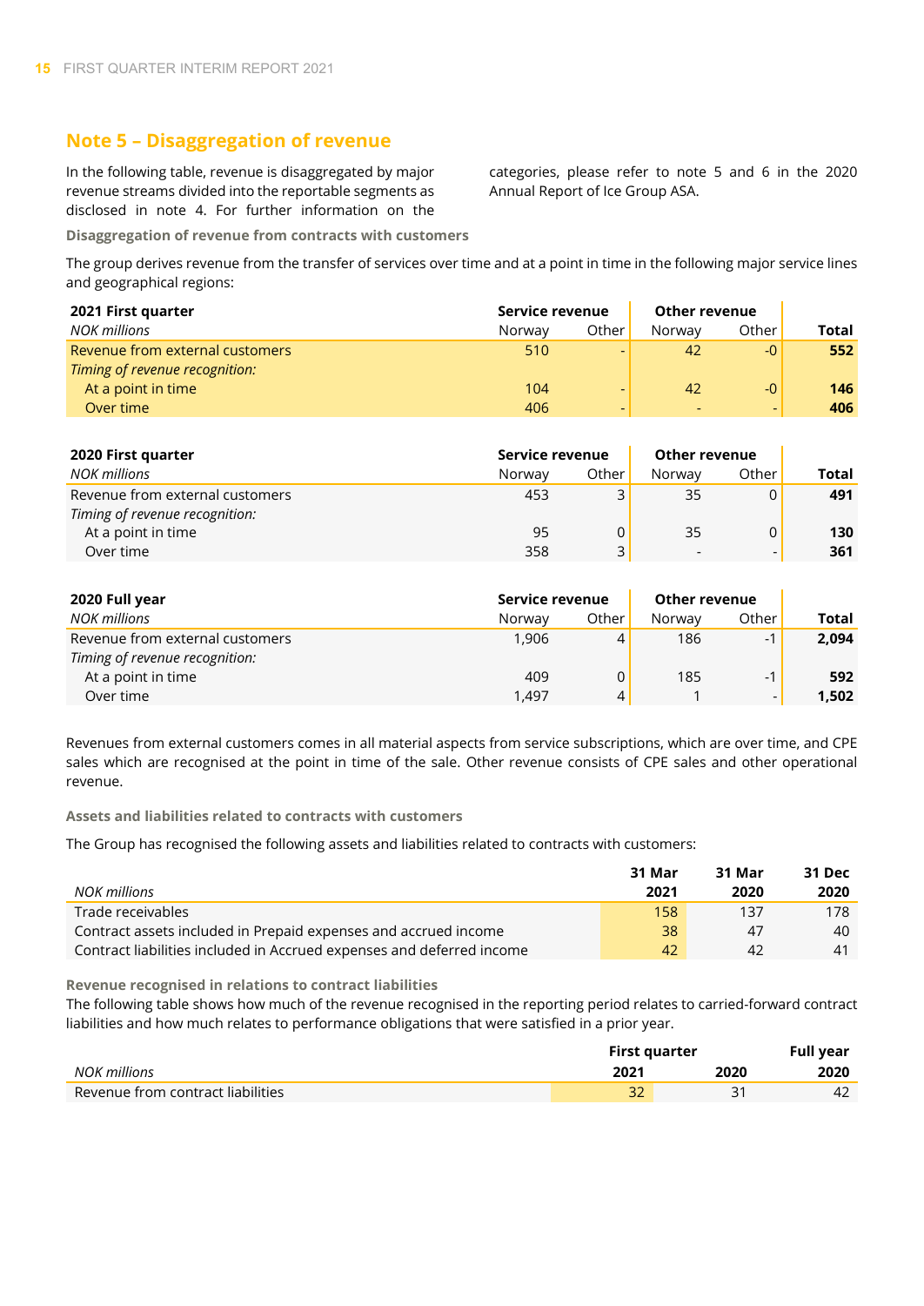## Note 5 – Disaggregation of revenue

In the following table, revenue is disaggregated by major revenue streams divided into the reportable segments as disclosed in note 4. For further information on the categories, please refer to note 5 and 6 in the 2020 Annual Report of Ice Group ASA.

#### Disaggregation of revenue from contracts with customers

The group derives revenue from the transfer of services over time and at a point in time in the following major service lines and geographical regions:

| **2021 First quarter** | **Service revenue** | | **Other revenue** | | |
|---|---|---|---|---|---|
| *NOK millions* | Norway | Other | Norway | Other | **Total** |
| Revenue from external customers | 510 | - | 42 | -0 | **552** |
| *Timing of revenue recognition:* | | | | | |
| At a point in time | 104 | - | 42 | -0 | **146** |
| Over time | 406 | - | - | - | **406** |

| **2020 First quarter** | **Service revenue** | | **Other revenue** | | |
|---|---|---|---|---|---|
| *NOK millions* | Norway | Other | Norway | Other | **Total** |
| Revenue from external customers | 453 | 3 | 35 | 0 | **491** |
| *Timing of revenue recognition:* | | | | | |
| At a point in time | 95 | 0 | 35 | 0 | **130** |
| Over time | 358 | 3 | - | - | **361** |

| **2020 Full year** | **Service revenue** | | **Other revenue** | | |
|---|---|---|---|---|---|
| *NOK millions* | Norway | Other | Norway | Other | **Total** |
| Revenue from external customers | 1,906 | 4 | 186 | -1 | **2,094** |
| *Timing of revenue recognition:* | | | | | |
| At a point in time | 409 | 0 | 185 | -1 | **592** |
| Over time | 1,497 | 4 | 1 | - | **1,502** |

Revenues from external customers comes in all material aspects from service subscriptions, which are over time, and CPE sales which are recognised at the point in time of the sale. Other revenue consists of CPE sales and other operational revenue.

#### Assets and liabilities related to contracts with customers

The Group has recognised the following assets and liabilities related to contracts with customers:

| *NOK millions* | **31 Mar 2021** | **31 Mar 2020** | **31 Dec 2020** |
|---|---|---|---|
| Trade receivables | 158 | 137 | 178 |
| Contract assets included in Prepaid expenses and accrued income | 38 | 47 | 40 |
| Contract liabilities included in Accrued expenses and deferred income | 42 | 42 | 41 |

#### Revenue recognised in relations to contract liabilities

The following table shows how much of the revenue recognised in the reporting period relates to carried-forward contract liabilities and how much relates to performance obligations that were satisfied in a prior year.

| | **First quarter** | | **Full year** |
|---|---|---|---|
| *NOK millions* | **2021** | **2020** | **2020** |
| Revenue from contract liabilities | 32 | 31 | 42 |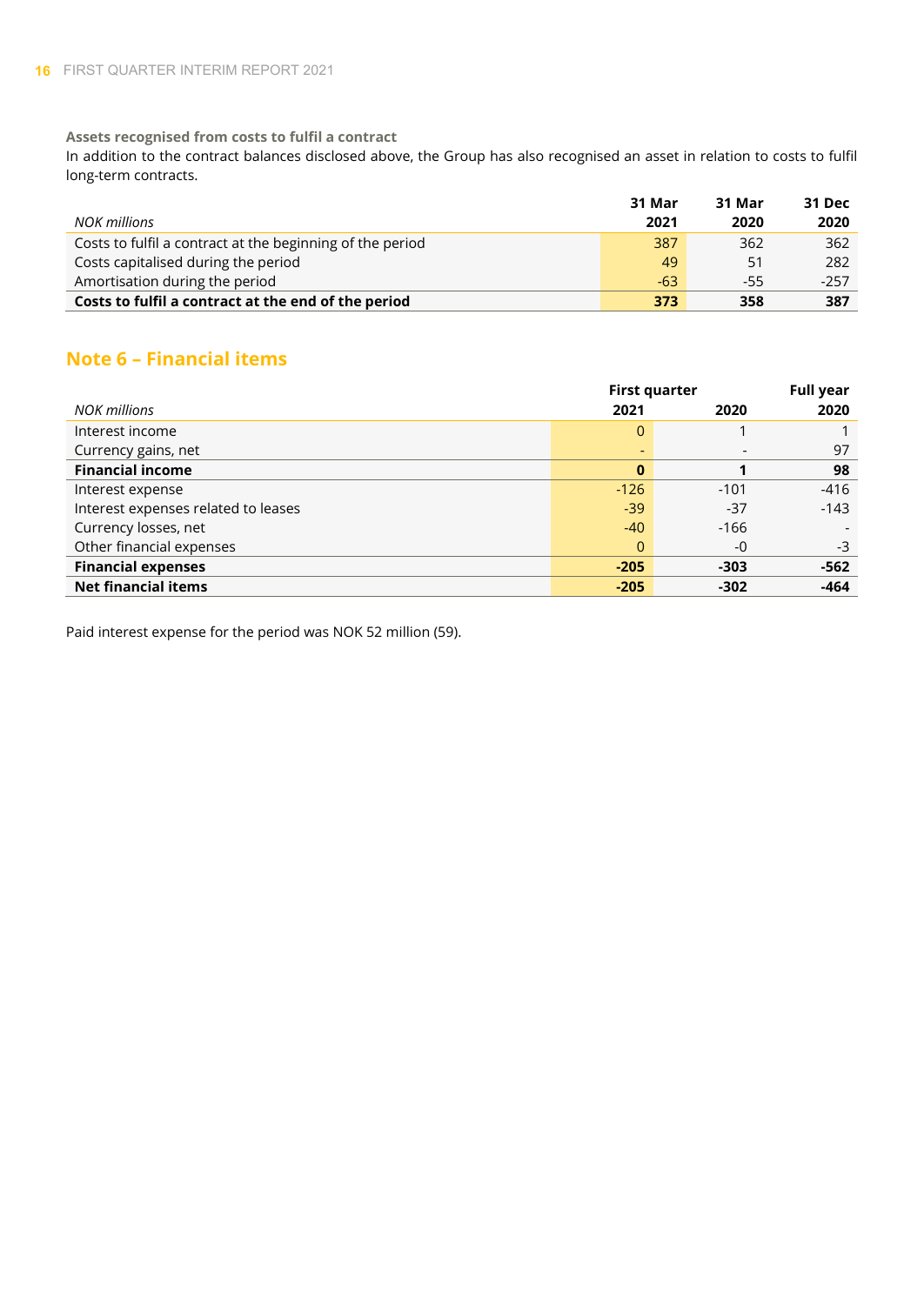### Assets recognised from costs to fulfil a contract

In addition to the contract balances disclosed above, the Group has also recognised an asset in relation to costs to fulfil long-term contracts.

| *NOK millions* | 31 Mar 2021 | 31 Mar 2020 | 31 Dec 2020 |
|---|---|---|---|
| Costs to fulfil a contract at the beginning of the period | 387 | 362 | 362 |
| Costs capitalised during the period | 49 | 51 | 282 |
| Amortisation during the period | -63 | -55 | -257 |
| **Costs to fulfil a contract at the end of the period** | **373** | **358** | **387** |

## Note 6 – Financial items

| | First quarter | | Full year |
|---|---|---|---|
| *NOK millions* | **2021** | **2020** | **2020** |
| Interest income | 0 | 1 | 1 |
| Currency gains, net | - | - | 97 |
| **Financial income** | **0** | **1** | **98** |
| Interest expense | -126 | -101 | -416 |
| Interest expenses related to leases | -39 | -37 | -143 |
| Currency losses, net | -40 | -166 | - |
| Other financial expenses | 0 | -0 | -3 |
| **Financial expenses** | **-205** | **-303** | **-562** |
| **Net financial items** | **-205** | **-302** | **-464** |

Paid interest expense for the period was NOK 52 million (59).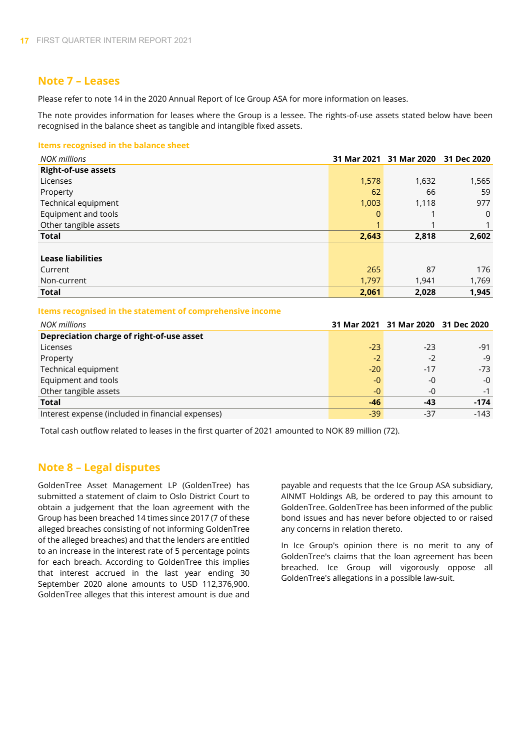## Note 7 – Leases

Please refer to note 14 in the 2020 Annual Report of Ice Group ASA for more information on leases.

The note provides information for leases where the Group is a lessee. The rights-of-use assets stated below have been recognised in the balance sheet as tangible and intangible fixed assets.

### Items recognised in the balance sheet

| *NOK millions* | 31 Mar 2021 | 31 Mar 2020 | 31 Dec 2020 |
|---|---|---|---|
| **Right-of-use assets** | | | |
| Licenses | 1,578 | 1,632 | 1,565 |
| Property | 62 | 66 | 59 |
| Technical equipment | 1,003 | 1,118 | 977 |
| Equipment and tools | 0 | 1 | 0 |
| Other tangible assets | 1 | 1 | 1 |
| **Total** | **2,643** | **2,818** | **2,602** |
| | | | |
| **Lease liabilities** | | | |
| Current | 265 | 87 | 176 |
| Non-current | 1,797 | 1,941 | 1,769 |
| **Total** | **2,061** | **2,028** | **1,945** |

### Items recognised in the statement of comprehensive income

| *NOK millions* | 31 Mar 2021 | 31 Mar 2020 | 31 Dec 2020 |
|---|---|---|---|
| **Depreciation charge of right-of-use asset** | | | |
| Licenses | -23 | -23 | -91 |
| Property | -2 | -2 | -9 |
| Technical equipment | -20 | -17 | -73 |
| Equipment and tools | -0 | -0 | -0 |
| Other tangible assets | -0 | -0 | -1 |
| **Total** | **-46** | **-43** | **-174** |
| Interest expense (included in financial expenses) | -39 | -37 | -143 |

Total cash outflow related to leases in the first quarter of 2021 amounted to NOK 89 million (72).

## Note 8 – Legal disputes

GoldenTree Asset Management LP (GoldenTree) has submitted a statement of claim to Oslo District Court to obtain a judgement that the loan agreement with the Group has been breached 14 times since 2017 (7 of these alleged breaches consisting of not informing GoldenTree of the alleged breaches) and that the lenders are entitled to an increase in the interest rate of 5 percentage points for each breach. According to GoldenTree this implies that interest accrued in the last year ending 30 September 2020 alone amounts to USD 112,376,900. GoldenTree alleges that this interest amount is due and payable and requests that the Ice Group ASA subsidiary, AINMT Holdings AB, be ordered to pay this amount to GoldenTree. GoldenTree has been informed of the public bond issues and has never before objected to or raised any concerns in relation thereto.

In Ice Group's opinion there is no merit to any of GoldenTree's claims that the loan agreement has been breached. Ice Group will vigorously oppose all GoldenTree's allegations in a possible law-suit.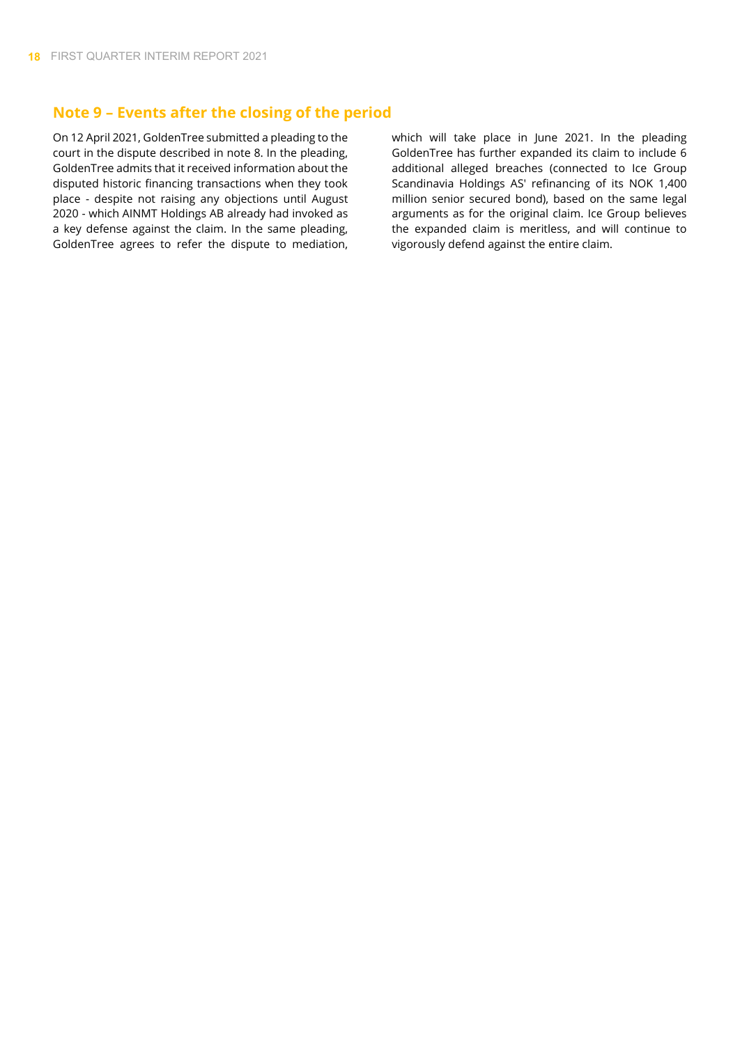## Note 9 – Events after the closing of the period

On 12 April 2021, GoldenTree submitted a pleading to the court in the dispute described in note 8. In the pleading, GoldenTree admits that it received information about the disputed historic financing transactions when they took place - despite not raising any objections until August 2020 - which AINMT Holdings AB already had invoked as a key defense against the claim. In the same pleading, GoldenTree agrees to refer the dispute to mediation, which will take place in June 2021. In the pleading GoldenTree has further expanded its claim to include 6 additional alleged breaches (connected to Ice Group Scandinavia Holdings AS' refinancing of its NOK 1,400 million senior secured bond), based on the same legal arguments as for the original claim. Ice Group believes the expanded claim is meritless, and will continue to vigorously defend against the entire claim.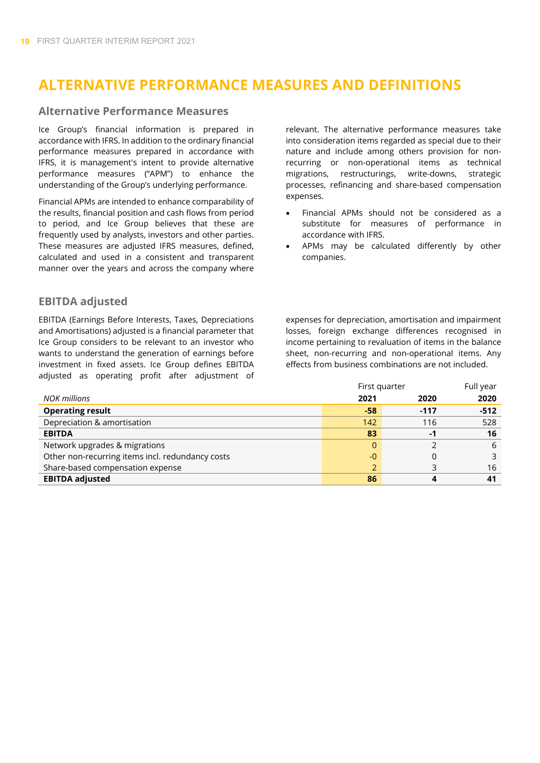# ALTERNATIVE PERFORMANCE MEASURES AND DEFINITIONS

## Alternative Performance Measures

Ice Group's financial information is prepared in accordance with IFRS. In addition to the ordinary financial performance measures prepared in accordance with IFRS, it is management's intent to provide alternative performance measures ("APM") to enhance the understanding of the Group's underlying performance.

Financial APMs are intended to enhance comparability of the results, financial position and cash flows from period to period, and Ice Group believes that these are frequently used by analysts, investors and other parties. These measures are adjusted IFRS measures, defined, calculated and used in a consistent and transparent manner over the years and across the company where relevant. The alternative performance measures take into consideration items regarded as special due to their nature and include among others provision for non-recurring or non-operational items as technical migrations, restructurings, write-downs, strategic processes, refinancing and share-based compensation expenses.

- Financial APMs should not be considered as a substitute for measures of performance in accordance with IFRS.
- APMs may be calculated differently by other companies.

## EBITDA adjusted

EBITDA (Earnings Before Interests, Taxes, Depreciations and Amortisations) adjusted is a financial parameter that Ice Group considers to be relevant to an investor who wants to understand the generation of earnings before investment in fixed assets. Ice Group defines EBITDA adjusted as operating profit after adjustment of expenses for depreciation, amortisation and impairment losses, foreign exchange differences recognised in income pertaining to revaluation of items in the balance sheet, non-recurring and non-operational items. Any effects from business combinations are not included.

| | First quarter | | Full year |
|---|---|---|---|
| *NOK millions* | **2021** | **2020** | **2020** |
| **Operating result** | **-58** | **-117** | **-512** |
| Depreciation & amortisation | 142 | 116 | 528 |
| **EBITDA** | **83** | **-1** | **16** |
| Network upgrades & migrations | 0 | 2 | 6 |
| Other non-recurring items incl. redundancy costs | -0 | 0 | 3 |
| Share-based compensation expense | 2 | 3 | 16 |
| **EBITDA adjusted** | **86** | **4** | **41** |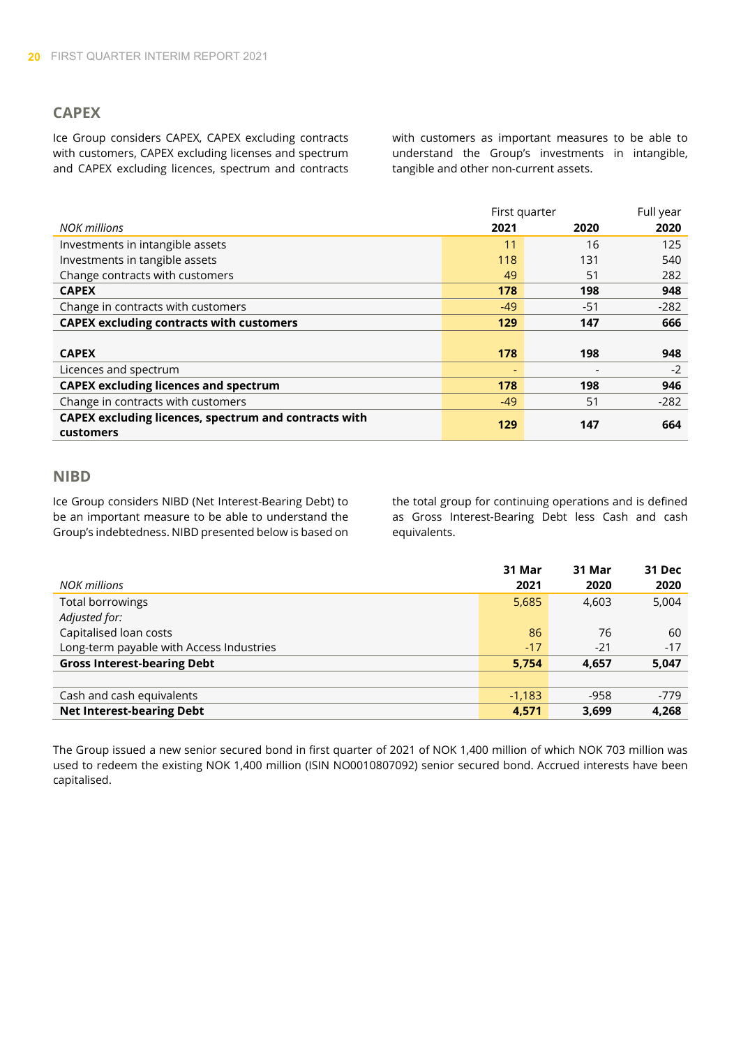## CAPEX

Ice Group considers CAPEX, CAPEX excluding contracts with customers, CAPEX excluding licenses and spectrum and CAPEX excluding licences, spectrum and contracts with customers as important measures to be able to understand the Group's investments in intangible, tangible and other non-current assets.

| | First quarter | | Full year |
|---|---|---|---|
| *NOK millions* | **2021** | **2020** | **2020** |
| Investments in intangible assets | 11 | 16 | 125 |
| Investments in tangible assets | 118 | 131 | 540 |
| Change contracts with customers | 49 | 51 | 282 |
| **CAPEX** | **178** | **198** | **948** |
| Change in contracts with customers | -49 | -51 | -282 |
| **CAPEX excluding contracts with customers** | **129** | **147** | **666** |
| | | | |
| **CAPEX** | **178** | **198** | **948** |
| Licences and spectrum | - | - | -2 |
| **CAPEX excluding licences and spectrum** | **178** | **198** | **946** |
| Change in contracts with customers | -49 | 51 | -282 |
| **CAPEX excluding licences, spectrum and contracts with customers** | **129** | **147** | **664** |

## NIBD

Ice Group considers NIBD (Net Interest-Bearing Debt) to be an important measure to be able to understand the Group's indebtedness. NIBD presented below is based on the total group for continuing operations and is defined as Gross Interest-Bearing Debt less Cash and cash equivalents.

| *NOK millions* | **31 Mar 2021** | **31 Mar 2020** | **31 Dec 2020** |
|---|---|---|---|
| Total borrowings | 5,685 | 4,603 | 5,004 |
| *Adjusted for:* | | | |
| Capitalised loan costs | 86 | 76 | 60 |
| Long-term payable with Access Industries | -17 | -21 | -17 |
| **Gross Interest-bearing Debt** | **5,754** | **4,657** | **5,047** |
| | | | |
| Cash and cash equivalents | -1,183 | -958 | -779 |
| **Net Interest-bearing Debt** | **4,571** | **3,699** | **4,268** |

The Group issued a new senior secured bond in first quarter of 2021 of NOK 1,400 million of which NOK 703 million was used to redeem the existing NOK 1,400 million (ISIN NO0010807092) senior secured bond. Accrued interests have been capitalised.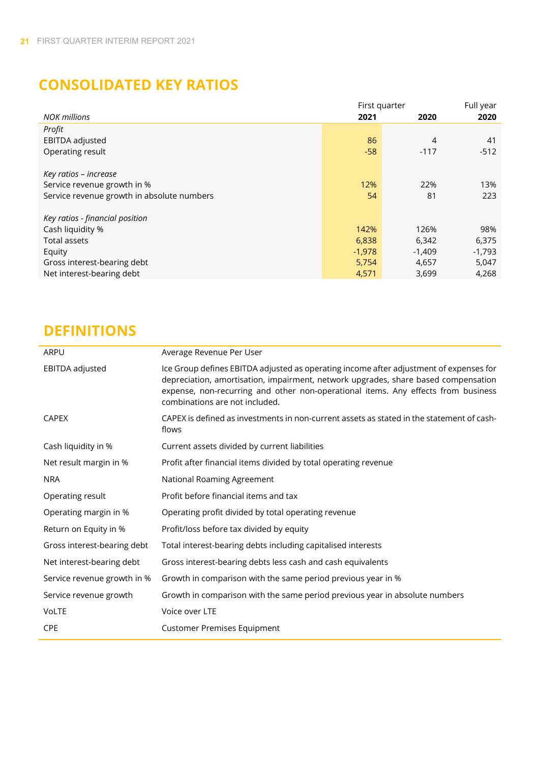# CONSOLIDATED KEY RATIOS

| | First quarter | | Full year |
|---|---|---|---|
| *NOK millions* | **2021** | **2020** | **2020** |
| *Profit* | | | |
| EBITDA adjusted | 86 | 4 | 41 |
| Operating result | -58 | -117 | -512 |
| | | | |
| *Key ratios – increase* | | | |
| Service revenue growth in % | 12% | 22% | 13% |
| Service revenue growth in absolute numbers | 54 | 81 | 223 |
| | | | |
| *Key ratios - financial position* | | | |
| Cash liquidity % | 142% | 126% | 98% |
| Total assets | 6,838 | 6,342 | 6,375 |
| Equity | -1,978 | -1,409 | -1,793 |
| Gross interest-bearing debt | 5,754 | 4,657 | 5,047 |
| Net interest-bearing debt | 4,571 | 3,699 | 4,268 |

# DEFINITIONS

| | |
|---|---|
| ARPU | Average Revenue Per User |
| EBITDA adjusted | Ice Group defines EBITDA adjusted as operating income after adjustment of expenses for depreciation, amortisation, impairment, network upgrades, share based compensation expense, non-recurring and other non-operational items. Any effects from business combinations are not included. |
| CAPEX | CAPEX is defined as investments in non-current assets as stated in the statement of cash-flows |
| Cash liquidity in % | Current assets divided by current liabilities |
| Net result margin in % | Profit after financial items divided by total operating revenue |
| NRA | National Roaming Agreement |
| Operating result | Profit before financial items and tax |
| Operating margin in % | Operating profit divided by total operating revenue |
| Return on Equity in % | Profit/loss before tax divided by equity |
| Gross interest-bearing debt | Total interest-bearing debts including capitalised interests |
| Net interest-bearing debt | Gross interest-bearing debts less cash and cash equivalents |
| Service revenue growth in % | Growth in comparison with the same period previous year in % |
| Service revenue growth | Growth in comparison with the same period previous year in absolute numbers |
| VoLTE | Voice over LTE |
| CPE | Customer Premises Equipment |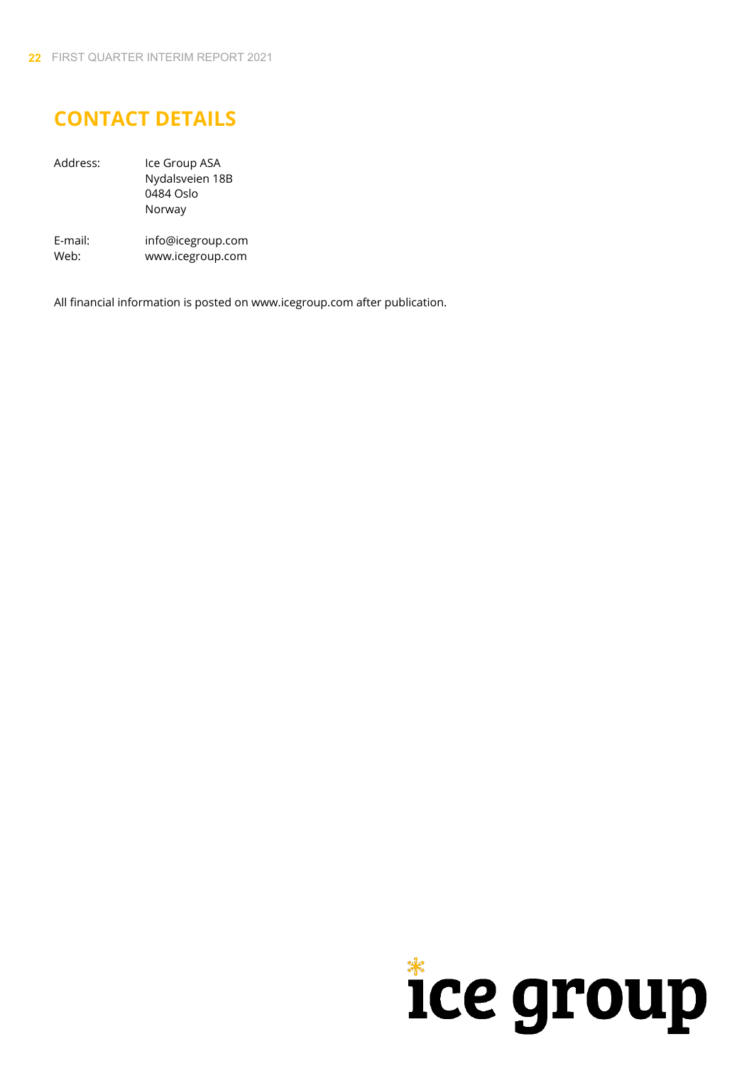## CONTACT DETAILS

Address: Ice Group ASA
Nydalsveien 18B
0484 Oslo
Norway

E-mail: info@icegroup.com
Web: www.icegroup.com

All financial information is posted on www.icegroup.com after publication.